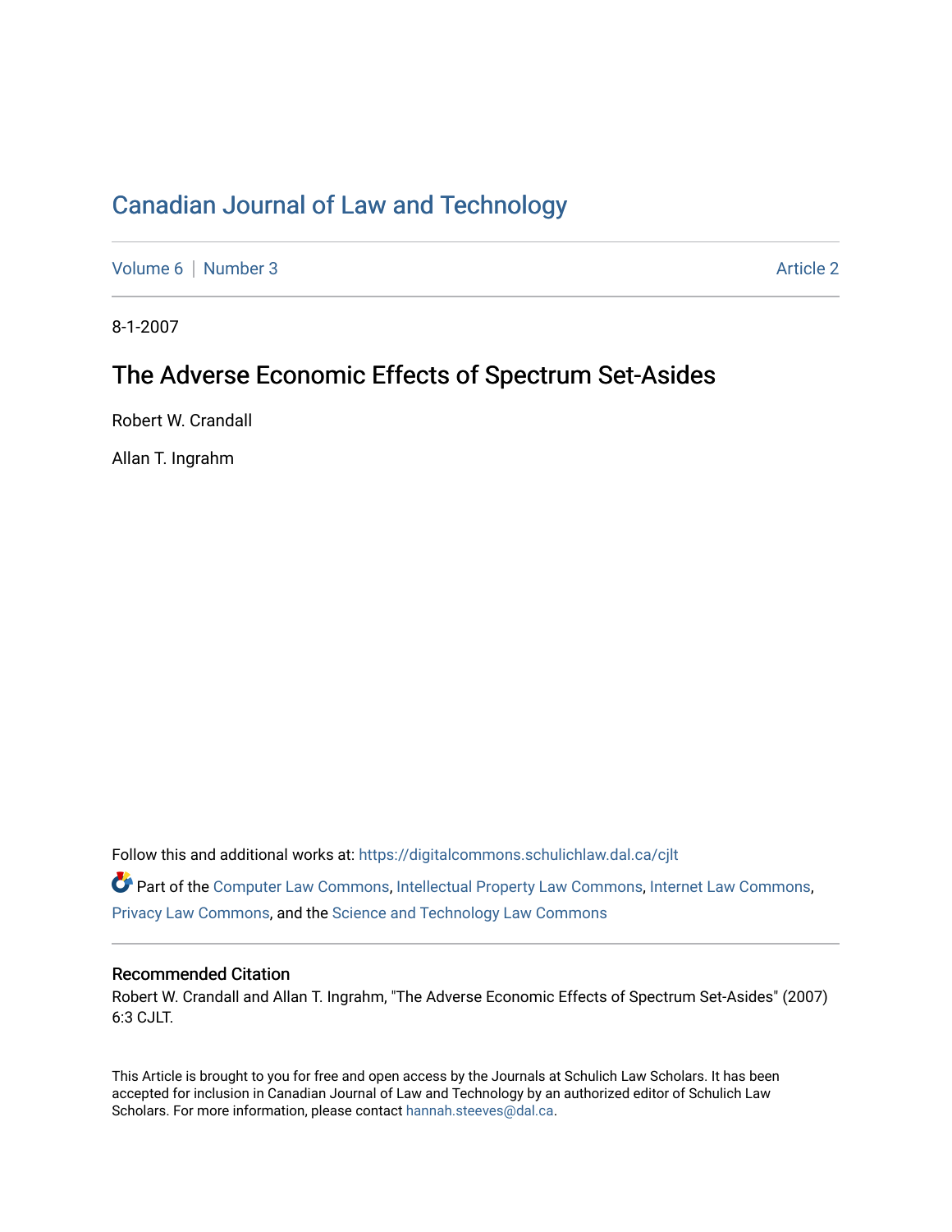# Canadian Journal of Law and Technology

Volume 6 | Number 3 Article 2

8-1-2007

## The Adverse Economic Effects of Spectrum Set-Asides

Robert W. Crandall

Allan T. Ingrahm

Follow this and additional works at: https://digitalcommons.schulichlaw.dal.ca/cjlt

Part of the Computer Law Commons, Intellectual Property Law Commons, Internet Law Commons, Privacy Law Commons, and the Science and Technology Law Commons

### Recommended Citation

Robert W. Crandall and Allan T. Ingrahm, "The Adverse Economic Effects of Spectrum Set-Asides" (2007) 6:3 CJLT.

This Article is brought to you for free and open access by the Journals at Schulich Law Scholars. It has been accepted for inclusion in Canadian Journal of Law and Technology by an authorized editor of Schulich Law Scholars. For more information, please contact hannah.steeves@dal.ca.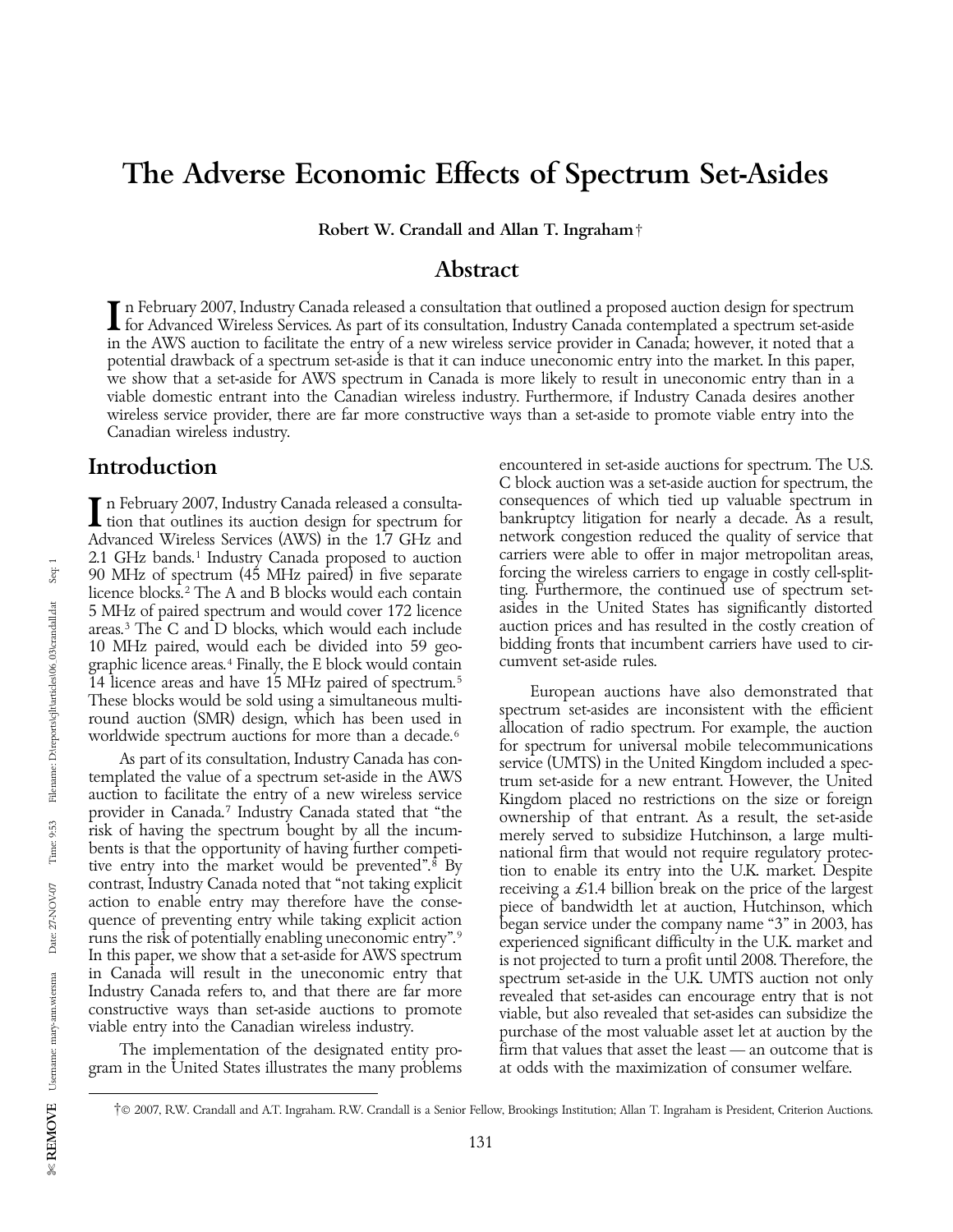# The Adverse Economic Effects of Spectrum Set-Asides

**Robert W. Crandall and Allan T. Ingraham†**

## Abstract

In February 2007, Industry Canada released a consultation that outlined a proposed auction design for spectrum for Advanced Wireless Services. As part of its consultation, Industry Canada contemplated a spectrum set-aside in the AWS auction to facilitate the entry of a new wireless service provider in Canada; however, it noted that a potential drawback of a spectrum set-aside is that it can induce uneconomic entry into the market. In this paper, we show that a set-aside for AWS spectrum in Canada is more likely to result in uneconomic entry than in a viable domestic entrant into the Canadian wireless industry. Furthermore, if Industry Canada desires another wireless service provider, there are far more constructive ways than a set-aside to promote viable entry into the Canadian wireless industry.

## Introduction

In February 2007, Industry Canada released a consultation that outlines its auction design for spectrum for Advanced Wireless Services (AWS) in the 1.7 GHz and 2.1 GHz bands.[1] Industry Canada proposed to auction 90 MHz of spectrum (45 MHz paired) in five separate licence blocks.[2] The A and B blocks would each contain 5 MHz of paired spectrum and would cover 172 licence areas.[3] The C and D blocks, which would each include 10 MHz paired, would each be divided into 59 geographic licence areas.[4] Finally, the E block would contain 14 licence areas and have 15 MHz paired of spectrum.[5] These blocks would be sold using a simultaneous multi-round auction (SMR) design, which has been used in worldwide spectrum auctions for more than a decade.[6]

As part of its consultation, Industry Canada has contemplated the value of a spectrum set-aside in the AWS auction to facilitate the entry of a new wireless service provider in Canada.[7] Industry Canada stated that "the risk of having the spectrum bought by all the incumbents is that the opportunity of having further competitive entry into the market would be prevented".[8] By contrast, Industry Canada noted that "not taking explicit action to enable entry may therefore have the consequence of preventing entry while taking explicit action runs the risk of potentially enabling uneconomic entry".[9] In this paper, we show that a set-aside for AWS spectrum in Canada will result in the uneconomic entry that Industry Canada refers to, and that there are far more constructive ways than set-aside auctions to promote viable entry into the Canadian wireless industry.

The implementation of the designated entity program in the United States illustrates the many problems encountered in set-aside auctions for spectrum. The U.S. C block auction was a set-aside auction for spectrum, the consequences of which tied up valuable spectrum in bankruptcy litigation for nearly a decade. As a result, network congestion reduced the quality of service that carriers were able to offer in major metropolitan areas, forcing the wireless carriers to engage in costly cell-splitting. Furthermore, the continued use of spectrum set-asides in the United States has significantly distorted auction prices and has resulted in the costly creation of bidding fronts that incumbent carriers have used to circumvent set-aside rules.

European auctions have also demonstrated that spectrum set-asides are inconsistent with the efficient allocation of radio spectrum. For example, the auction for spectrum for universal mobile telecommunications service (UMTS) in the United Kingdom included a spectrum set-aside for a new entrant. However, the United Kingdom placed no restrictions on the size or foreign ownership of that entrant. As a result, the set-aside merely served to subsidize Hutchinson, a large multinational firm that would not require regulatory protection to enable its entry into the U.K. market. Despite receiving a £1.4 billion break on the price of the largest piece of bandwidth let at auction, Hutchinson, which began service under the company name "3" in 2003, has experienced significant difficulty in the U.K. market and is not projected to turn a profit until 2008. Therefore, the spectrum set-aside in the U.K. UMTS auction not only revealed that set-asides can encourage entry that is not viable, but also revealed that set-asides can subsidize the purchase of the most valuable asset let at auction by the firm that values that asset the least — an outcome that is at odds with the maximization of consumer welfare.

†© 2007, R.W. Crandall and A.T. Ingraham. R.W. Crandall is a Senior Fellow, Brookings Institution; Allan T. Ingraham is President, Criterion Auctions.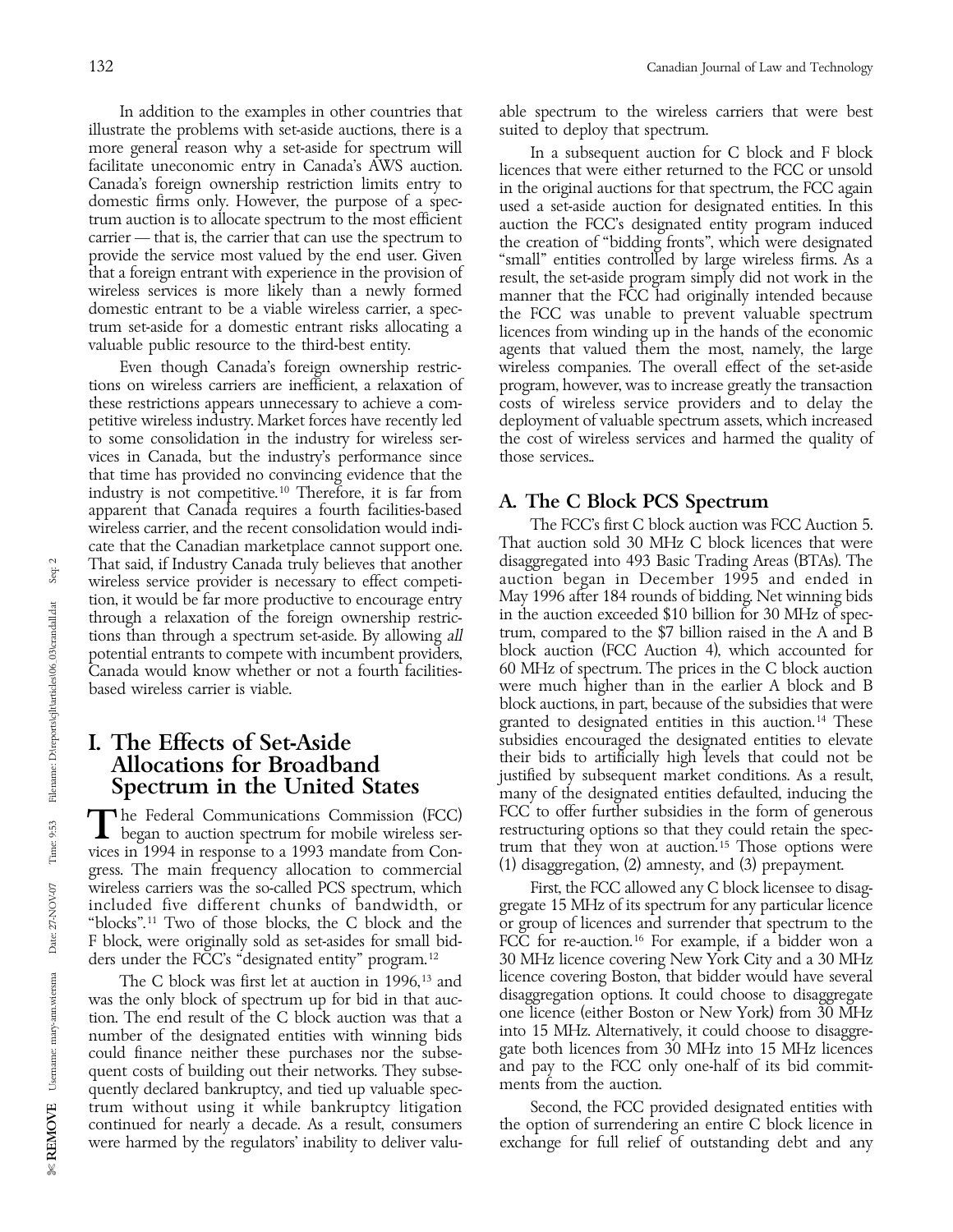In addition to the examples in other countries that illustrate the problems with set-aside auctions, there is a more general reason why a set-aside for spectrum will facilitate uneconomic entry in Canada's AWS auction. Canada's foreign ownership restriction limits entry to domestic firms only. However, the purpose of a spectrum auction is to allocate spectrum to the most efficient carrier — that is, the carrier that can use the spectrum to provide the service most valued by the end user. Given that a foreign entrant with experience in the provision of wireless services is more likely than a newly formed domestic entrant to be a viable wireless carrier, a spectrum set-aside for a domestic entrant risks allocating a valuable public resource to the third-best entity.

Even though Canada's foreign ownership restrictions on wireless carriers are inefficient, a relaxation of these restrictions appears unnecessary to achieve a competitive wireless industry. Market forces have recently led to some consolidation in the industry for wireless services in Canada, but the industry's performance since that time has provided no convincing evidence that the industry is not competitive.[10] Therefore, it is far from apparent that Canada requires a fourth facilities-based wireless carrier, and the recent consolidation would indicate that the Canadian marketplace cannot support one. That said, if Industry Canada truly believes that another wireless service provider is necessary to effect competition, it would be far more productive to encourage entry through a relaxation of the foreign ownership restrictions than through a spectrum set-aside. By allowing *all* potential entrants to compete with incumbent providers, Canada would know whether or not a fourth facilities-based wireless carrier is viable.

# I. The Effects of Set-Aside Allocations for Broadband Spectrum in the United States

The Federal Communications Commission (FCC) began to auction spectrum for mobile wireless services in 1994 in response to a 1993 mandate from Congress. The main frequency allocation to commercial wireless carriers was the so-called PCS spectrum, which included five different chunks of bandwidth, or "blocks".[11] Two of those blocks, the C block and the F block, were originally sold as set-asides for small bidders under the FCC's "designated entity" program.[12]

The C block was first let at auction in 1996,[13] and was the only block of spectrum up for bid in that auction. The end result of the C block auction was that a number of the designated entities with winning bids could finance neither these purchases nor the subsequent costs of building out their networks. They subsequently declared bankruptcy, and tied up valuable spectrum without using it while bankruptcy litigation continued for nearly a decade. As a result, consumers were harmed by the regulators' inability to deliver valuable spectrum to the wireless carriers that were best suited to deploy that spectrum.

In a subsequent auction for C block and F block licences that were either returned to the FCC or unsold in the original auctions for that spectrum, the FCC again used a set-aside auction for designated entities. In this auction the FCC's designated entity program induced the creation of "bidding fronts", which were designated "small" entities controlled by large wireless firms. As a result, the set-aside program simply did not work in the manner that the FCC had originally intended because the FCC was unable to prevent valuable spectrum licences from winding up in the hands of the economic agents that valued them the most, namely, the large wireless companies. The overall effect of the set-aside program, however, was to increase greatly the transaction costs of wireless service providers and to delay the deployment of valuable spectrum assets, which increased the cost of wireless services and harmed the quality of those services..

## A. The C Block PCS Spectrum

The FCC's first C block auction was FCC Auction 5. That auction sold 30 MHz C block licences that were disaggregated into 493 Basic Trading Areas (BTAs). The auction began in December 1995 and ended in May 1996 after 184 rounds of bidding. Net winning bids in the auction exceeded $10 billion for 30 MHz of spectrum, compared to the $7 billion raised in the A and B block auction (FCC Auction 4), which accounted for 60 MHz of spectrum. The prices in the C block auction were much higher than in the earlier A block and B block auctions, in part, because of the subsidies that were granted to designated entities in this auction.[14] These subsidies encouraged the designated entities to elevate their bids to artificially high levels that could not be justified by subsequent market conditions. As a result, many of the designated entities defaulted, inducing the FCC to offer further subsidies in the form of generous restructuring options so that they could retain the spectrum that they won at auction.[15] Those options were (1) disaggregation, (2) amnesty, and (3) prepayment.

First, the FCC allowed any C block licensee to disaggregate 15 MHz of its spectrum for any particular licence or group of licences and surrender that spectrum to the FCC for re-auction.[16] For example, if a bidder won a 30 MHz licence covering New York City and a 30 MHz licence covering Boston, that bidder would have several disaggregation options. It could choose to disaggregate one licence (either Boston or New York) from 30 MHz into 15 MHz. Alternatively, it could choose to disaggregate both licences from 30 MHz into 15 MHz licences and pay to the FCC only one-half of its bid commitments from the auction.

Second, the FCC provided designated entities with the option of surrendering an entire C block licence in exchange for full relief of outstanding debt and any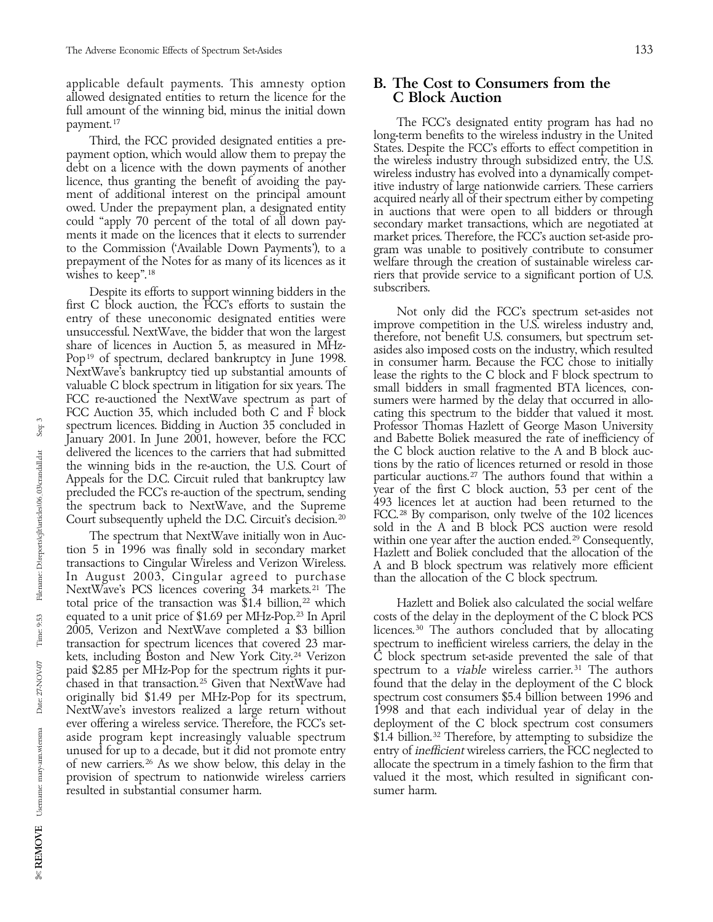applicable default payments. This amnesty option allowed designated entities to return the licence for the full amount of the winning bid, minus the initial down payment.[17]

Third, the FCC provided designated entities a prepayment option, which would allow them to prepay the debt on a licence with the down payments of another licence, thus granting the benefit of avoiding the payment of additional interest on the principal amount owed. Under the prepayment plan, a designated entity could "apply 70 percent of the total of all down payments it made on the licences that it elects to surrender to the Commission ('Available Down Payments'), to a prepayment of the Notes for as many of its licences as it wishes to keep".[18]

Despite its efforts to support winning bidders in the first C block auction, the FCC's efforts to sustain the entry of these uneconomic designated entities were unsuccessful. NextWave, the bidder that won the largest share of licences in Auction 5, as measured in MHz-Pop[19] of spectrum, declared bankruptcy in June 1998. NextWave's bankruptcy tied up substantial amounts of valuable C block spectrum in litigation for six years. The FCC re-auctioned the NextWave spectrum as part of FCC Auction 35, which included both C and F block spectrum licences. Bidding in Auction 35 concluded in January 2001. In June 2001, however, before the FCC delivered the licences to the carriers that had submitted the winning bids in the re-auction, the U.S. Court of Appeals for the D.C. Circuit ruled that bankruptcy law precluded the FCC's re-auction of the spectrum, sending the spectrum back to NextWave, and the Supreme Court subsequently upheld the D.C. Circuit's decision.[20]

The spectrum that NextWave initially won in Auction 5 in 1996 was finally sold in secondary market transactions to Cingular Wireless and Verizon Wireless. In August 2003, Cingular agreed to purchase NextWave's PCS licences covering 34 markets.[21] The total price of the transaction was $1.4 billion,[22] which equated to a unit price of $1.69 per MHz-Pop.[23] In April 2005, Verizon and NextWave completed a $3 billion transaction for spectrum licences that covered 23 markets, including Boston and New York City.[24] Verizon paid $2.85 per MHz-Pop for the spectrum rights it purchased in that transaction.[25] Given that NextWave had originally bid $1.49 per MHz-Pop for its spectrum, NextWave's investors realized a large return without ever offering a wireless service. Therefore, the FCC's set-aside program kept increasingly valuable spectrum unused for up to a decade, but it did not promote entry of new carriers.[26] As we show below, this delay in the provision of spectrum to nationwide wireless carriers resulted in substantial consumer harm.

## B. The Cost to Consumers from the C Block Auction

The FCC's designated entity program has had no long-term benefits to the wireless industry in the United States. Despite the FCC's efforts to effect competition in the wireless industry through subsidized entry, the U.S. wireless industry has evolved into a dynamically competitive industry of large nationwide carriers. These carriers acquired nearly all of their spectrum either by competing in auctions that were open to all bidders or through secondary market transactions, which are negotiated at market prices. Therefore, the FCC's auction set-aside program was unable to positively contribute to consumer welfare through the creation of sustainable wireless carriers that provide service to a significant portion of U.S. subscribers.

Not only did the FCC's spectrum set-asides not improve competition in the U.S. wireless industry and, therefore, not benefit U.S. consumers, but spectrum set-asides also imposed costs on the industry, which resulted in consumer harm. Because the FCC chose to initially lease the rights to the C block and F block spectrum to small bidders in small fragmented BTA licences, consumers were harmed by the delay that occurred in allocating this spectrum to the bidder that valued it most. Professor Thomas Hazlett of George Mason University and Babette Boliek measured the rate of inefficiency of the C block auction relative to the A and B block auctions by the ratio of licences returned or resold in those particular auctions.[27] The authors found that within a year of the first C block auction, 53 per cent of the 493 licences let at auction had been returned to the FCC.[28] By comparison, only twelve of the 102 licences sold in the A and B block PCS auction were resold within one year after the auction ended.[29] Consequently, Hazlett and Boliek concluded that the allocation of the A and B block spectrum was relatively more efficient than the allocation of the C block spectrum.

Hazlett and Boliek also calculated the social welfare costs of the delay in the deployment of the C block PCS licences.[30] The authors concluded that by allocating spectrum to inefficient wireless carriers, the delay in the C block spectrum set-aside prevented the sale of that spectrum to a *viable* wireless carrier.[31] The authors found that the delay in the deployment of the C block spectrum cost consumers $5.4 billion between 1996 and 1998 and that each individual year of delay in the deployment of the C block spectrum cost consumers $1.4 billion.[32] Therefore, by attempting to subsidize the entry of *inefficient* wireless carriers, the FCC neglected to allocate the spectrum in a timely fashion to the firm that valued it the most, which resulted in significant consumer harm.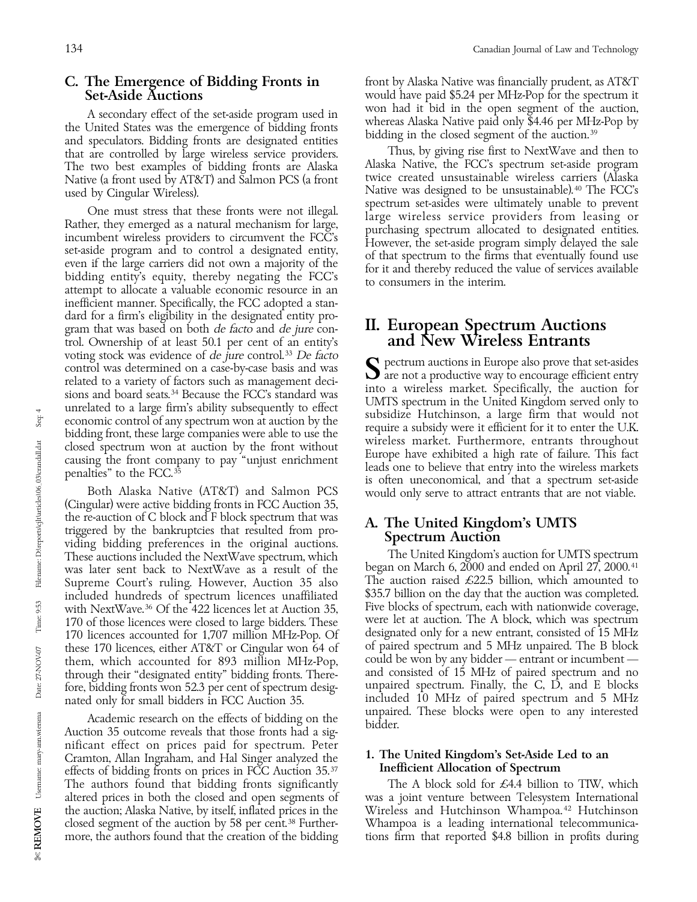## C. The Emergence of Bidding Fronts in Set-Aside Auctions

A secondary effect of the set-aside program used in the United States was the emergence of bidding fronts and speculators. Bidding fronts are designated entities that are controlled by large wireless service providers. The two best examples of bidding fronts are Alaska Native (a front used by AT&T) and Salmon PCS (a front used by Cingular Wireless).

One must stress that these fronts were not illegal. Rather, they emerged as a natural mechanism for large, incumbent wireless providers to circumvent the FCC's set-aside program and to control a designated entity, even if the large carriers did not own a majority of the bidding entity's equity, thereby negating the FCC's attempt to allocate a valuable economic resource in an inefficient manner. Specifically, the FCC adopted a standard for a firm's eligibility in the designated entity program that was based on both *de facto* and *de jure* control. Ownership of at least 50.1 per cent of an entity's voting stock was evidence of *de jure* control.[33] *De facto* control was determined on a case-by-case basis and was related to a variety of factors such as management decisions and board seats.[34] Because the FCC's standard was unrelated to a large firm's ability subsequently to effect economic control of any spectrum won at auction by the bidding front, these large companies were able to use the closed spectrum won at auction by the front without causing the front company to pay "unjust enrichment penalties" to the FCC.[35]

Both Alaska Native (AT&T) and Salmon PCS (Cingular) were active bidding fronts in FCC Auction 35, the re-auction of C block and F block spectrum that was triggered by the bankruptcies that resulted from providing bidding preferences in the original auctions. These auctions included the NextWave spectrum, which was later sent back to NextWave as a result of the Supreme Court's ruling. However, Auction 35 also included hundreds of spectrum licences unaffiliated with NextWave.[36] Of the 422 licences let at Auction 35, 170 of those licences were closed to large bidders. These 170 licences accounted for 1,707 million MHz-Pop. Of these 170 licences, either AT&T or Cingular won 64 of them, which accounted for 893 million MHz-Pop, through their "designated entity" bidding fronts. Therefore, bidding fronts won 52.3 per cent of spectrum designated only for small bidders in FCC Auction 35.

Academic research on the effects of bidding on the Auction 35 outcome reveals that those fronts had a significant effect on prices paid for spectrum. Peter Cramton, Allan Ingraham, and Hal Singer analyzed the effects of bidding fronts on prices in FCC Auction 35.[37] The authors found that bidding fronts significantly altered prices in both the closed and open segments of the auction; Alaska Native, by itself, inflated prices in the closed segment of the auction by 58 per cent.[38] Furthermore, the authors found that the creation of the bidding front by Alaska Native was financially prudent, as AT&T would have paid $5.24 per MHz-Pop for the spectrum it won had it bid in the open segment of the auction, whereas Alaska Native paid only $4.46 per MHz-Pop by bidding in the closed segment of the auction.[39]

Thus, by giving rise first to NextWave and then to Alaska Native, the FCC's spectrum set-aside program twice created unsustainable wireless carriers (Alaska Native was designed to be unsustainable).[40] The FCC's spectrum set-asides were ultimately unable to prevent large wireless service providers from leasing or purchasing spectrum allocated to designated entities. However, the set-aside program simply delayed the sale of that spectrum to the firms that eventually found use for it and thereby reduced the value of services available to consumers in the interim.

# II. European Spectrum Auctions and New Wireless Entrants

Spectrum auctions in Europe also prove that set-asides are not a productive way to encourage efficient entry into a wireless market. Specifically, the auction for UMTS spectrum in the United Kingdom served only to subsidize Hutchinson, a large firm that would not require a subsidy were it efficient for it to enter the U.K. wireless market. Furthermore, entrants throughout Europe have exhibited a high rate of failure. This fact leads one to believe that entry into the wireless markets is often uneconomical, and that a spectrum set-aside would only serve to attract entrants that are not viable.

## A. The United Kingdom's UMTS Spectrum Auction

The United Kingdom's auction for UMTS spectrum began on March 6, 2000 and ended on April 27, 2000.[41] The auction raised £22.5 billion, which amounted to $35.7 billion on the day that the auction was completed. Five blocks of spectrum, each with nationwide coverage, were let at auction. The A block, which was spectrum designated only for a new entrant, consisted of 15 MHz of paired spectrum and 5 MHz unpaired. The B block could be won by any bidder — entrant or incumbent — and consisted of 15 MHz of paired spectrum and no unpaired spectrum. Finally, the C, D, and E blocks included 10 MHz of paired spectrum and 5 MHz unpaired. These blocks were open to any interested bidder.

### 1. The United Kingdom's Set-Aside Led to an Inefficient Allocation of Spectrum

The A block sold for £4.4 billion to TIW, which was a joint venture between Telesystem International Wireless and Hutchinson Whampoa.[42] Hutchinson Whampoa is a leading international telecommunications firm that reported $4.8 billion in profits during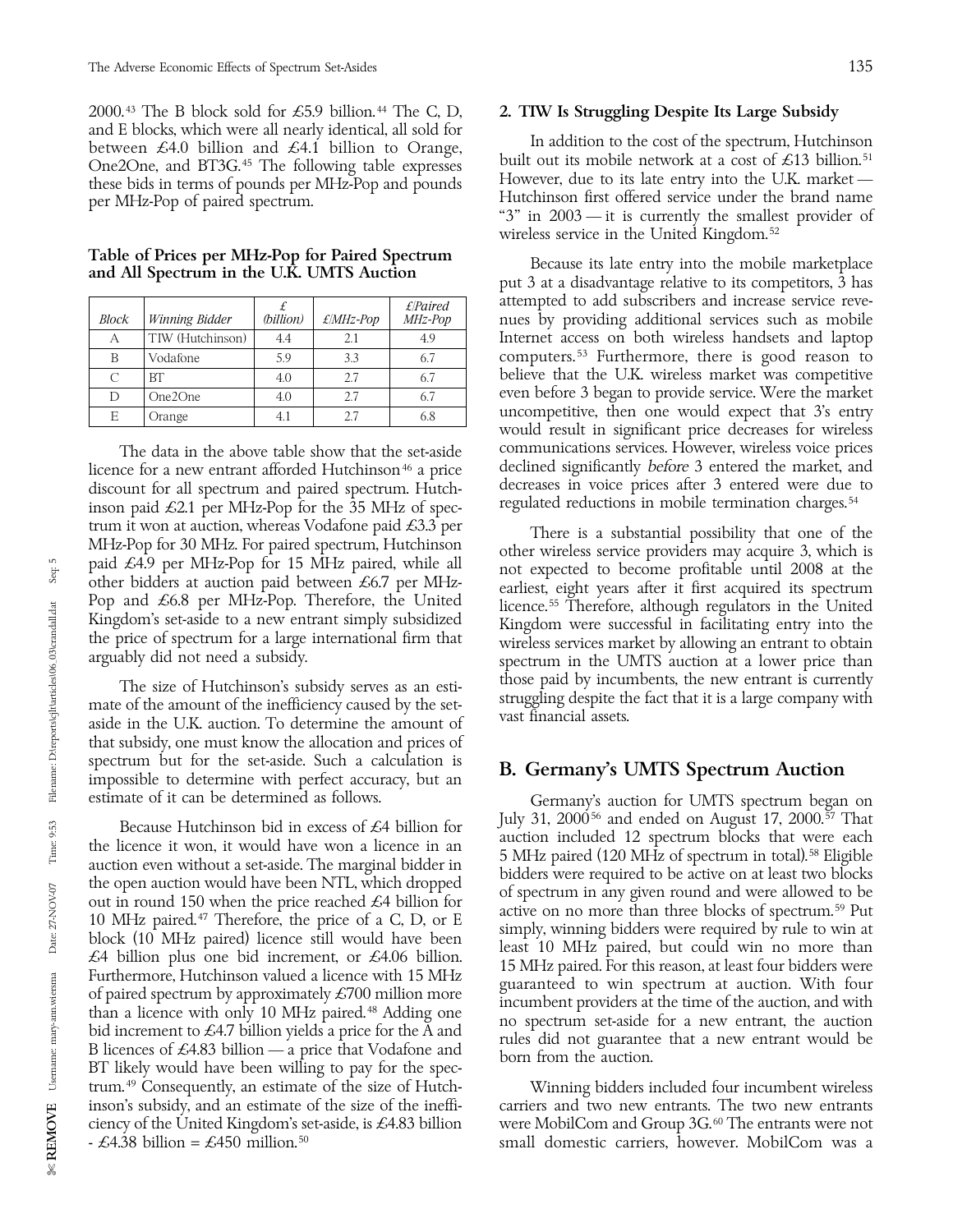2000.[43] The B block sold for £5.9 billion.[44] The C, D, and E blocks, which were all nearly identical, all sold for between £4.0 billion and £4.1 billion to Orange, One2One, and BT3G.[45] The following table expresses these bids in terms of pounds per MHz-Pop and pounds per MHz-Pop of paired spectrum.

**Table of Prices per MHz-Pop for Paired Spectrum and All Spectrum in the U.K. UMTS Auction**

| *Block* | *Winning Bidder* | *£ (billion)* | *£/MHz-Pop* | *£/Paired MHz-Pop* |
|---|---|---|---|---|
| A | TIW (Hutchinson) | 4.4 | 2.1 | 4.9 |
| B | Vodafone | 5.9 | 3.3 | 6.7 |
| C | BT | 4.0 | 2.7 | 6.7 |
| D | One2One | 4.0 | 2.7 | 6.7 |
| E | Orange | 4.1 | 2.7 | 6.8 |

The data in the above table show that the set-aside licence for a new entrant afforded Hutchinson[46] a price discount for all spectrum and paired spectrum. Hutchinson paid £2.1 per MHz-Pop for the 35 MHz of spectrum it won at auction, whereas Vodafone paid £3.3 per MHz-Pop for 30 MHz. For paired spectrum, Hutchinson paid £4.9 per MHz-Pop for 15 MHz paired, while all other bidders at auction paid between £6.7 per MHz-Pop and £6.8 per MHz-Pop. Therefore, the United Kingdom's set-aside to a new entrant simply subsidized the price of spectrum for a large international firm that arguably did not need a subsidy.

The size of Hutchinson's subsidy serves as an estimate of the amount of the inefficiency caused by the set-aside in the U.K. auction. To determine the amount of that subsidy, one must know the allocation and prices of spectrum but for the set-aside. Such a calculation is impossible to determine with perfect accuracy, but an estimate of it can be determined as follows.

Because Hutchinson bid in excess of £4 billion for the licence it won, it would have won a licence in an auction even without a set-aside. The marginal bidder in the open auction would have been NTL, which dropped out in round 150 when the price reached £4 billion for 10 MHz paired.[47] Therefore, the price of a C, D, or E block (10 MHz paired) licence still would have been £4 billion plus one bid increment, or £4.06 billion. Furthermore, Hutchinson valued a licence with 15 MHz of paired spectrum by approximately £700 million more than a licence with only 10 MHz paired.[48] Adding one bid increment to £4.7 billion yields a price for the A and B licences of £4.83 billion — a price that Vodafone and BT likely would have been willing to pay for the spectrum.[49] Consequently, an estimate of the size of Hutchinson's subsidy, and an estimate of the size of the inefficiency of the United Kingdom's set-aside, is £4.83 billion - £4.38 billion = £450 million.[50]

### 2. TIW Is Struggling Despite Its Large Subsidy

In addition to the cost of the spectrum, Hutchinson built out its mobile network at a cost of £13 billion.[51] However, due to its late entry into the U.K. market — Hutchinson first offered service under the brand name "3" in 2003 — it is currently the smallest provider of wireless service in the United Kingdom.[52]

Because its late entry into the mobile marketplace put 3 at a disadvantage relative to its competitors, 3 has attempted to add subscribers and increase service revenues by providing additional services such as mobile Internet access on both wireless handsets and laptop computers.[53] Furthermore, there is good reason to believe that the U.K. wireless market was competitive even before 3 began to provide service. Were the market uncompetitive, then one would expect that 3's entry would result in significant price decreases for wireless communications services. However, wireless voice prices declined significantly *before* 3 entered the market, and decreases in voice prices after 3 entered were due to regulated reductions in mobile termination charges.[54]

There is a substantial possibility that one of the other wireless service providers may acquire 3, which is not expected to become profitable until 2008 at the earliest, eight years after it first acquired its spectrum licence.[55] Therefore, although regulators in the United Kingdom were successful in facilitating entry into the wireless services market by allowing an entrant to obtain spectrum in the UMTS auction at a lower price than those paid by incumbents, the new entrant is currently struggling despite the fact that it is a large company with vast financial assets.

## B. Germany's UMTS Spectrum Auction

Germany's auction for UMTS spectrum began on July 31, 2000[56] and ended on August 17, 2000.[57] That auction included 12 spectrum blocks that were each 5 MHz paired (120 MHz of spectrum in total).[58] Eligible bidders were required to be active on at least two blocks of spectrum in any given round and were allowed to be active on no more than three blocks of spectrum.[59] Put simply, winning bidders were required by rule to win at least 10 MHz paired, but could win no more than 15 MHz paired. For this reason, at least four bidders were guaranteed to win spectrum at auction. With four incumbent providers at the time of the auction, and with no spectrum set-aside for a new entrant, the auction rules did not guarantee that a new entrant would be born from the auction.

Winning bidders included four incumbent wireless carriers and two new entrants. The two new entrants were MobilCom and Group 3G.[60] The entrants were not small domestic carriers, however. MobilCom was a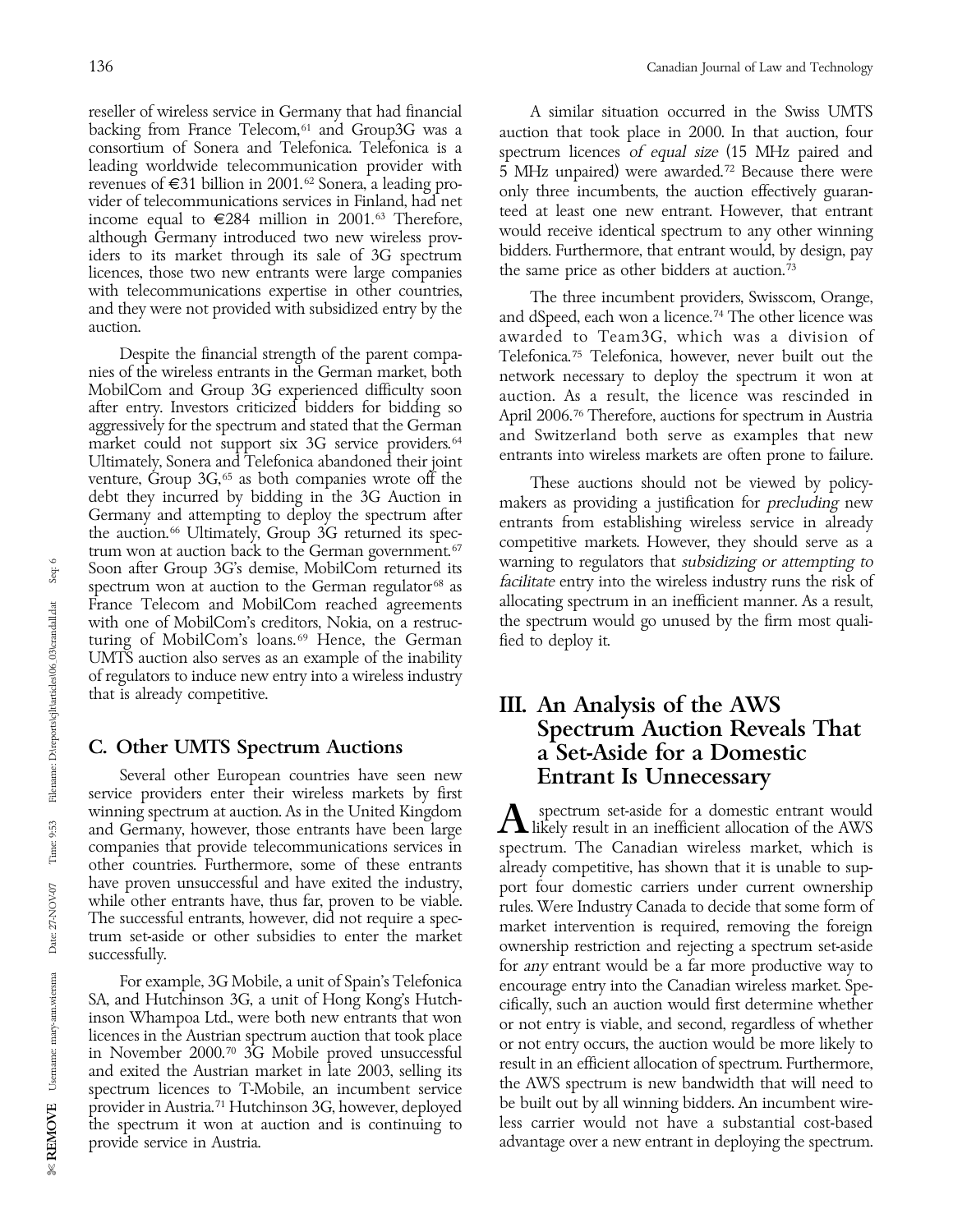reseller of wireless service in Germany that had financial backing from France Telecom,[61] and Group3G was a consortium of Sonera and Telefonica. Telefonica is a leading worldwide telecommunication provider with revenues of €31 billion in 2001.[62] Sonera, a leading provider of telecommunications services in Finland, had net income equal to €284 million in 2001.[63] Therefore, although Germany introduced two new wireless providers to its market through its sale of 3G spectrum licences, those two new entrants were large companies with telecommunications expertise in other countries, and they were not provided with subsidized entry by the auction.

Despite the financial strength of the parent companies of the wireless entrants in the German market, both MobilCom and Group 3G experienced difficulty soon after entry. Investors criticized bidders for bidding so aggressively for the spectrum and stated that the German market could not support six 3G service providers.[64] Ultimately, Sonera and Telefonica abandoned their joint venture, Group 3G,[65] as both companies wrote off the debt they incurred by bidding in the 3G Auction in Germany and attempting to deploy the spectrum after the auction.[66] Ultimately, Group 3G returned its spectrum won at auction back to the German government.[67] Soon after Group 3G's demise, MobilCom returned its spectrum won at auction to the German regulator[68] as France Telecom and MobilCom reached agreements with one of MobilCom's creditors, Nokia, on a restructuring of MobilCom's loans.[69] Hence, the German UMTS auction also serves as an example of the inability of regulators to induce new entry into a wireless industry that is already competitive.

## C. Other UMTS Spectrum Auctions

Several other European countries have seen new service providers enter their wireless markets by first winning spectrum at auction. As in the United Kingdom and Germany, however, those entrants have been large companies that provide telecommunications services in other countries. Furthermore, some of these entrants have proven unsuccessful and have exited the industry, while other entrants have, thus far, proven to be viable. The successful entrants, however, did not require a spectrum set-aside or other subsidies to enter the market successfully.

For example, 3G Mobile, a unit of Spain's Telefonica SA, and Hutchinson 3G, a unit of Hong Kong's Hutchinson Whampoa Ltd., were both new entrants that won licences in the Austrian spectrum auction that took place in November 2000.[70] 3G Mobile proved unsuccessful and exited the Austrian market in late 2003, selling its spectrum licences to T-Mobile, an incumbent service provider in Austria.[71] Hutchinson 3G, however, deployed the spectrum it won at auction and is continuing to provide service in Austria.

A similar situation occurred in the Swiss UMTS auction that took place in 2000. In that auction, four spectrum licences *of equal size* (15 MHz paired and 5 MHz unpaired) were awarded.[72] Because there were only three incumbents, the auction effectively guaranteed at least one new entrant. However, that entrant would receive identical spectrum to any other winning bidders. Furthermore, that entrant would, by design, pay the same price as other bidders at auction.[73]

The three incumbent providers, Swisscom, Orange, and dSpeed, each won a licence.[74] The other licence was awarded to Team3G, which was a division of Telefonica.[75] Telefonica, however, never built out the network necessary to deploy the spectrum it won at auction. As a result, the licence was rescinded in April 2006.[76] Therefore, auctions for spectrum in Austria and Switzerland both serve as examples that new entrants into wireless markets are often prone to failure.

These auctions should not be viewed by policymakers as providing a justification for *precluding* new entrants from establishing wireless service in already competitive markets. However, they should serve as a warning to regulators that *subsidizing or attempting to facilitate* entry into the wireless industry runs the risk of allocating spectrum in an inefficient manner. As a result, the spectrum would go unused by the firm most qualified to deploy it.

# III. An Analysis of the AWS Spectrum Auction Reveals That a Set-Aside for a Domestic Entrant Is Unnecessary

A spectrum set-aside for a domestic entrant would likely result in an inefficient allocation of the AWS spectrum. The Canadian wireless market, which is already competitive, has shown that it is unable to support four domestic carriers under current ownership rules. Were Industry Canada to decide that some form of market intervention is required, removing the foreign ownership restriction and rejecting a spectrum set-aside for *any* entrant would be a far more productive way to encourage entry into the Canadian wireless market. Specifically, such an auction would first determine whether or not entry is viable, and second, regardless of whether or not entry occurs, the auction would be more likely to result in an efficient allocation of spectrum. Furthermore, the AWS spectrum is new bandwidth that will need to be built out by all winning bidders. An incumbent wireless carrier would not have a substantial cost-based advantage over a new entrant in deploying the spectrum.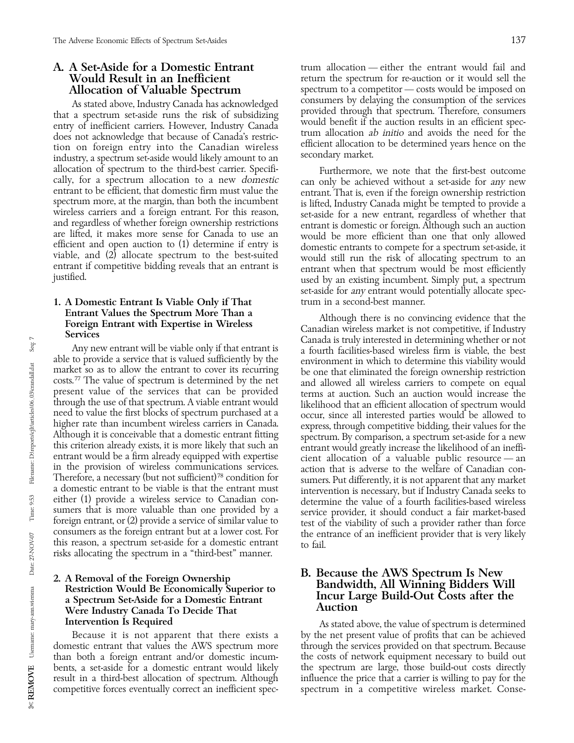## A. A Set-Aside for a Domestic Entrant Would Result in an Inefficient Allocation of Valuable Spectrum

As stated above, Industry Canada has acknowledged that a spectrum set-aside runs the risk of subsidizing entry of inefficient carriers. However, Industry Canada does not acknowledge that because of Canada's restriction on foreign entry into the Canadian wireless industry, a spectrum set-aside would likely amount to an allocation of spectrum to the third-best carrier. Specifically, for a spectrum allocation to a new *domestic* entrant to be efficient, that domestic firm must value the spectrum more, at the margin, than both the incumbent wireless carriers and a foreign entrant. For this reason, and regardless of whether foreign ownership restrictions are lifted, it makes more sense for Canada to use an efficient and open auction to (1) determine if entry is viable, and (2) allocate spectrum to the best-suited entrant if competitive bidding reveals that an entrant is justified.

### 1. A Domestic Entrant Is Viable Only if That Entrant Values the Spectrum More Than a Foreign Entrant with Expertise in Wireless Services

Any new entrant will be viable only if that entrant is able to provide a service that is valued sufficiently by the market so as to allow the entrant to cover its recurring costs.[77] The value of spectrum is determined by the net present value of the services that can be provided through the use of that spectrum. A viable entrant would need to value the first blocks of spectrum purchased at a higher rate than incumbent wireless carriers in Canada. Although it is conceivable that a domestic entrant fitting this criterion already exists, it is more likely that such an entrant would be a firm already equipped with expertise in the provision of wireless communications services. Therefore, a necessary (but not sufficient)[78] condition for a domestic entrant to be viable is that the entrant must either (1) provide a wireless service to Canadian consumers that is more valuable than one provided by a foreign entrant, or (2) provide a service of similar value to consumers as the foreign entrant but at a lower cost. For this reason, a spectrum set-aside for a domestic entrant risks allocating the spectrum in a "third-best" manner.

### 2. A Removal of the Foreign Ownership Restriction Would Be Economically Superior to a Spectrum Set-Aside for a Domestic Entrant Were Industry Canada To Decide That Intervention Is Required

Because it is not apparent that there exists a domestic entrant that values the AWS spectrum more than both a foreign entrant and/or domestic incumbents, a set-aside for a domestic entrant would likely result in a third-best allocation of spectrum. Although competitive forces eventually correct an inefficient spectrum allocation — either the entrant would fail and return the spectrum for re-auction or it would sell the spectrum to a competitor — costs would be imposed on consumers by delaying the consumption of the services provided through that spectrum. Therefore, consumers would benefit if the auction results in an efficient spectrum allocation *ab initio* and avoids the need for the efficient allocation to be determined years hence on the secondary market.

Furthermore, we note that the first-best outcome can only be achieved without a set-aside for *any* new entrant. That is, even if the foreign ownership restriction is lifted, Industry Canada might be tempted to provide a set-aside for a new entrant, regardless of whether that entrant is domestic or foreign. Although such an auction would be more efficient than one that only allowed domestic entrants to compete for a spectrum set-aside, it would still run the risk of allocating spectrum to an entrant when that spectrum would be most efficiently used by an existing incumbent. Simply put, a spectrum set-aside for *any* entrant would potentially allocate spectrum in a second-best manner.

Although there is no convincing evidence that the Canadian wireless market is not competitive, if Industry Canada is truly interested in determining whether or not a fourth facilities-based wireless firm is viable, the best environment in which to determine this viability would be one that eliminated the foreign ownership restriction and allowed all wireless carriers to compete on equal terms at auction. Such an auction would increase the likelihood that an efficient allocation of spectrum would occur, since all interested parties would be allowed to express, through competitive bidding, their values for the spectrum. By comparison, a spectrum set-aside for a new entrant would greatly increase the likelihood of an inefficient allocation of a valuable public resource — an action that is adverse to the welfare of Canadian consumers. Put differently, it is not apparent that any market intervention is necessary, but if Industry Canada seeks to determine the value of a fourth facilities-based wireless service provider, it should conduct a fair market-based test of the viability of such a provider rather than force the entrance of an inefficient provider that is very likely to fail.

## B. Because the AWS Spectrum Is New Bandwidth, All Winning Bidders Will Incur Large Build-Out Costs after the Auction

As stated above, the value of spectrum is determined by the net present value of profits that can be achieved through the services provided on that spectrum. Because the costs of network equipment necessary to build out the spectrum are large, those build-out costs directly influence the price that a carrier is willing to pay for the spectrum in a competitive wireless market. Conse-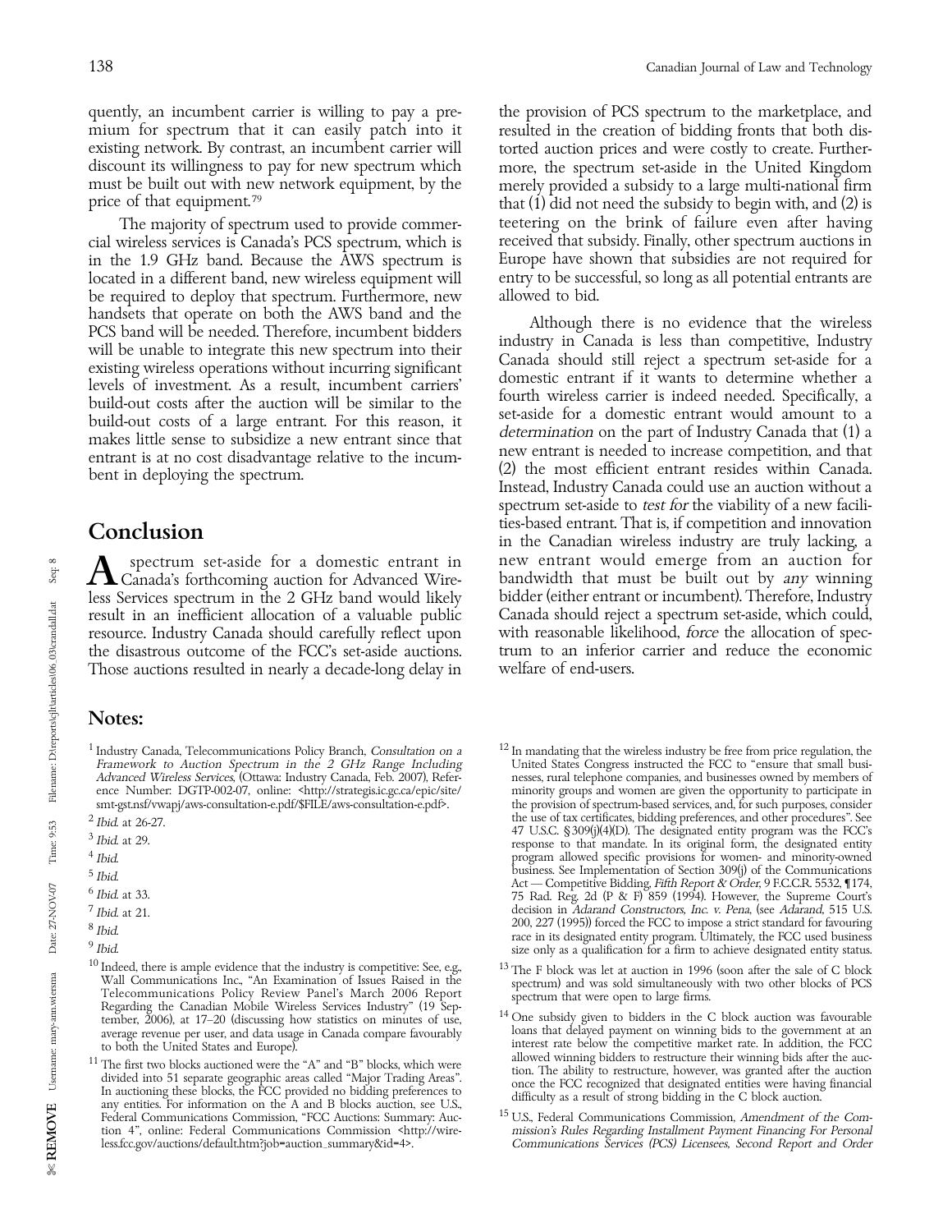quently, an incumbent carrier is willing to pay a premium for spectrum that it can easily patch into it existing network. By contrast, an incumbent carrier will discount its willingness to pay for new spectrum which must be built out with new network equipment, by the price of that equipment.[79]

The majority of spectrum used to provide commercial wireless services is Canada's PCS spectrum, which is in the 1.9 GHz band. Because the AWS spectrum is located in a different band, new wireless equipment will be required to deploy that spectrum. Furthermore, new handsets that operate on both the AWS band and the PCS band will be needed. Therefore, incumbent bidders will be unable to integrate this new spectrum into their existing wireless operations without incurring significant levels of investment. As a result, incumbent carriers' build-out costs after the auction will be similar to the build-out costs of a large entrant. For this reason, it makes little sense to subsidize a new entrant since that entrant is at no cost disadvantage relative to the incumbent in deploying the spectrum.

## Conclusion

A spectrum set-aside for a domestic entrant in Canada's forthcoming auction for Advanced Wireless Services spectrum in the 2 GHz band would likely result in an inefficient allocation of a valuable public resource. Industry Canada should carefully reflect upon the disastrous outcome of the FCC's set-aside auctions. Those auctions resulted in nearly a decade-long delay in the provision of PCS spectrum to the marketplace, and resulted in the creation of bidding fronts that both distorted auction prices and were costly to create. Furthermore, the spectrum set-aside in the United Kingdom merely provided a subsidy to a large multi-national firm that (1) did not need the subsidy to begin with, and (2) is teetering on the brink of failure even after having received that subsidy. Finally, other spectrum auctions in Europe have shown that subsidies are not required for entry to be successful, so long as all potential entrants are allowed to bid.

Although there is no evidence that the wireless industry in Canada is less than competitive, Industry Canada should still reject a spectrum set-aside for a domestic entrant if it wants to determine whether a fourth wireless carrier is indeed needed. Specifically, a set-aside for a domestic entrant would amount to a *determination* on the part of Industry Canada that (1) a new entrant is needed to increase competition, and that (2) the most efficient entrant resides within Canada. Instead, Industry Canada could use an auction without a spectrum set-aside to *test for* the viability of a new facilities-based entrant. That is, if competition and innovation in the Canadian wireless industry are truly lacking, a new entrant would emerge from an auction for bandwidth that must be built out by *any* winning bidder (either entrant or incumbent). Therefore, Industry Canada should reject a spectrum set-aside, which could, with reasonable likelihood, *force* the allocation of spectrum to an inferior carrier and reduce the economic welfare of end-users.

## Notes:

[1] Industry Canada, Telecommunications Policy Branch, *Consultation on a Framework to Auction Spectrum in the 2 GHz Range Including Advanced Wireless Services*, (Ottawa: Industry Canada, Feb. 2007), Reference Number: DGTP-002-07, online: <http://strategis.ic.gc.ca/epic/site/smt-gst.nsf/vwapj/aws-consultation-e.pdf/$FILE/aws-consultation-e.pdf>.

[2] *Ibid.* at 26-27.

[3] *Ibid.* at 29.

[4] *Ibid.*

[5] *Ibid.*

[6] *Ibid.* at 33.

[7] *Ibid.* at 21.

[8] *Ibid.*

[9] *Ibid.*

[10] Indeed, there is ample evidence that the industry is competitive: See, e.g., Wall Communications Inc., "An Examination of Issues Raised in the Telecommunications Policy Review Panel's March 2006 Report Regarding the Canadian Mobile Wireless Services Industry" (19 September, 2006), at 17–20 (discussing how statistics on minutes of use, average revenue per user, and data usage in Canada compare favourably to both the United States and Europe).

[11] The first two blocks auctioned were the "A" and "B" blocks, which were divided into 51 separate geographic areas called "Major Trading Areas". In auctioning these blocks, the FCC provided no bidding preferences to any entities. For information on the A and B blocks auction, see U.S., Federal Communications Commission, "FCC Auctions: Summary: Auction 4", online: Federal Communications Commission <http://wireless.fcc.gov/auctions/default.htm?job=auction_summary&id=4>.

[12] In mandating that the wireless industry be free from price regulation, the United States Congress instructed the FCC to "ensure that small businesses, rural telephone companies, and businesses owned by members of minority groups and women are given the opportunity to participate in the provision of spectrum-based services, and, for such purposes, consider the use of tax certificates, bidding preferences, and other procedures". See 47 U.S.C. §309(j)(4)(D). The designated entity program was the FCC's response to that mandate. In its original form, the designated entity program allowed specific provisions for women- and minority-owned business. See Implementation of Section 309(j) of the Communications Act — Competitive Bidding, *Fifth Report & Order*, 9 F.C.C.R. 5532, ¶174, 75 Rad. Reg. 2d (P & F) 859 (1994). However, the Supreme Court's decision in *Adarand Constructors, Inc. v. Pena*, (see *Adarand*, 515 U.S. 200, 227 (1995)) forced the FCC to impose a strict standard for favouring race in its designated entity program. Ultimately, the FCC used business size only as a qualification for a firm to achieve designated entity status.

[13] The F block was let at auction in 1996 (soon after the sale of C block spectrum) and was sold simultaneously with two other blocks of PCS spectrum that were open to large firms.

[14] One subsidy given to bidders in the C block auction was favourable loans that delayed payment on winning bids to the government at an interest rate below the competitive market rate. In addition, the FCC allowed winning bidders to restructure their winning bids after the auction. The ability to restructure, however, was granted after the auction once the FCC recognized that designated entities were having financial difficulty as a result of strong bidding in the C block auction.

[15] U.S., Federal Communications Commission, *Amendment of the Commission's Rules Regarding Installment Payment Financing For Personal Communications Services (PCS) Licensees, Second Report and Order*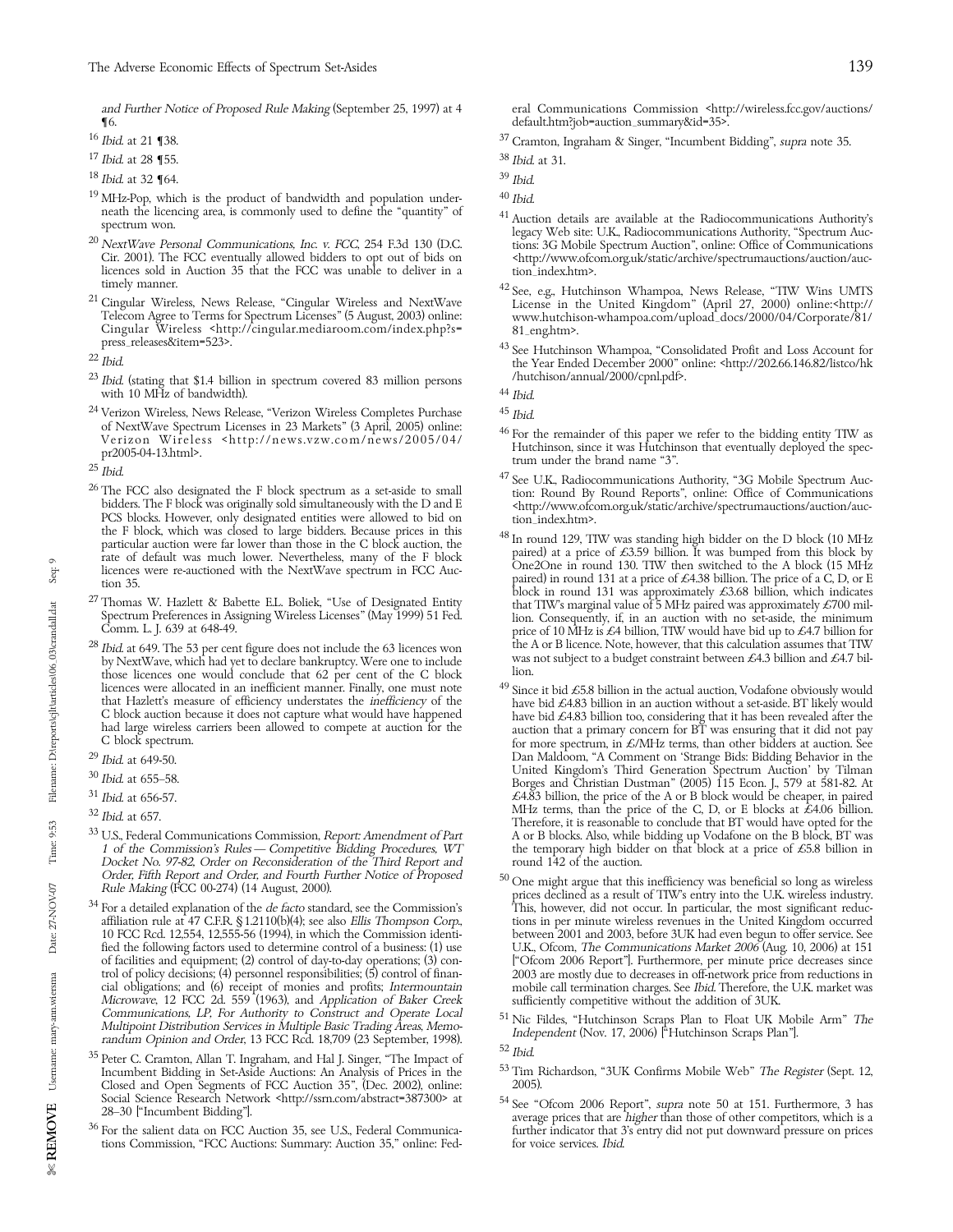*and Further Notice of Proposed Rule Making* (September 25, 1997) at 4 ¶6.

[16] *Ibid.* at 21 ¶38.

[17] *Ibid.* at 28 ¶55.

[18] *Ibid.* at 32 ¶64.

[19] MHz-Pop, which is the product of bandwidth and population underneath the licencing area, is commonly used to define the "quantity" of spectrum won.

[20] *NextWave Personal Communications, Inc. v. FCC*, 254 F.3d 130 (D.C. Cir. 2001). The FCC eventually allowed bidders to opt out of bids on licences sold in Auction 35 that the FCC was unable to deliver in a timely manner.

[21] Cingular Wireless, News Release, "Cingular Wireless and NextWave Telecom Agree to Terms for Spectrum Licenses" (5 August, 2003) online: Cingular Wireless <http://cingular.mediaroom.com/index.php?s=press_releases&item=523>.

[22] *Ibid.*

[23] *Ibid.* (stating that $1.4 billion in spectrum covered 83 million persons with 10 MHz of bandwidth).

[24] Verizon Wireless, News Release, "Verizon Wireless Completes Purchase of NextWave Spectrum Licenses in 23 Markets" (3 April, 2005) online: Verizon Wireless <http://news.vzw.com/news/2005/04/pr2005-04-13.html>.

[25] *Ibid.*

[26] The FCC also designated the F block spectrum as a set-aside to small bidders. The F block was originally sold simultaneously with the D and E PCS blocks. However, only designated entities were allowed to bid on the F block, which was closed to large bidders. Because prices in this particular auction were far lower than those in the C block auction, the rate of default was much lower. Nevertheless, many of the F block licences were re-auctioned with the NextWave spectrum in FCC Auction 35.

[27] Thomas W. Hazlett & Babette E.L. Boliek, "Use of Designated Entity Spectrum Preferences in Assigning Wireless Licenses" (May 1999) 51 Fed. Comm. L. J. 639 at 648-49.

[28] *Ibid.* at 649. The 53 per cent figure does not include the 63 licences won by NextWave, which had yet to declare bankruptcy. Were one to include those licences one would conclude that 62 per cent of the C block licences were allocated in an inefficient manner. Finally, one must note that Hazlett's measure of efficiency understates the *inefficiency* of the C block auction because it does not capture what would have happened had large wireless carriers been allowed to compete at auction for the C block spectrum.

[29] *Ibid.* at 649-50.

[30] *Ibid.* at 655–58.

[31] *Ibid.* at 656-57.

[32] *Ibid.* at 657.

[33] U.S., Federal Communications Commission, *Report: Amendment of Part 1 of the Commission's Rules — Competitive Bidding Procedures, WT Docket No. 97-82, Order on Reconsideration of the Third Report and Order, Fifth Report and Order, and Fourth Further Notice of Proposed Rule Making* (FCC 00-274) (14 August, 2000).

[34] For a detailed explanation of the *de facto* standard, see the Commission's affiliation rule at 47 C.F.R. § 1.2110(b)(4); see also *Ellis Thompson Corp.*, 10 FCC Rcd. 12,554, 12,555-56 (1994), in which the Commission identified the following factors used to determine control of a business: (1) use of facilities and equipment; (2) control of day-to-day operations; (3) control of policy decisions; (4) personnel responsibilities; (5) control of financial obligations; and (6) receipt of monies and profits; *Intermountain Microwave*, 12 FCC 2d. 559 (1963), and *Application of Baker Creek Communications, LP, For Authority to Construct and Operate Local Multipoint Distribution Services in Multiple Basic Trading Areas, Memorandum Opinion and Order*, 13 FCC Rcd. 18,709 (23 September, 1998).

[35] Peter C. Cramton, Allan T. Ingraham, and Hal J. Singer, "The Impact of Incumbent Bidding in Set-Aside Auctions: An Analysis of Prices in the Closed and Open Segments of FCC Auction 35", (Dec. 2002), online: Social Science Research Network <http://ssrn.com/abstract=387300> at 28–30 ["Incumbent Bidding"].

[36] For the salient data on FCC Auction 35, see U.S., Federal Communications Commission, "FCC Auctions: Summary: Auction 35," online: Federal Communications Commission <http://wireless.fcc.gov/auctions/default.htm?job=auction_summary&id=35>.

[37] Cramton, Ingraham & Singer, "Incumbent Bidding", *supra* note 35.

[38] *Ibid.* at 31.

[39] *Ibid.*

[40] *Ibid.*

[41] Auction details are available at the Radiocommunications Authority's legacy Web site: U.K., Radiocommunications Authority, "Spectrum Auctions: 3G Mobile Spectrum Auction", online: Office of Communications <http://www.ofcom.org.uk/static/archive/spectrumauctions/auction/auction_index.htm>.

[42] See, e.g., Hutchinson Whampoa, News Release, "TIW Wins UMTS License in the United Kingdom" (April 27, 2000) online:<http://www.hutchison-whampoa.com/upload_docs/2000/04/Corporate/81/81_eng.htm>.

[43] See Hutchinson Whampoa, "Consolidated Profit and Loss Account for the Year Ended December 2000" online: <http://202.66.146.82/listco/hk/hutchison/annual/2000/cpnl.pdf>.

[44] *Ibid.*

[45] *Ibid.*

[46] For the remainder of this paper we refer to the bidding entity TIW as Hutchinson, since it was Hutchinson that eventually deployed the spectrum under the brand name "3".

[47] See U.K., Radiocommunications Authority, "3G Mobile Spectrum Auction: Round By Round Reports", online: Office of Communications <http://www.ofcom.org.uk/static/archive/spectrumauctions/auction/auction_index.htm>.

[48] In round 129, TIW was standing high bidder on the D block (10 MHz paired) at a price of £3.59 billion. It was bumped from this block by One2One in round 130. TIW then switched to the A block (15 MHz paired) in round 131 at a price of £4.38 billion. The price of a C, D, or E block in round 131 was approximately £3.68 billion, which indicates that TIW's marginal value of 5 MHz paired was approximately £700 million. Consequently, if, in an auction with no set-aside, the minimum price of 10 MHz is £4 billion, TIW would have bid up to £4.7 billion for the A or B licence. Note, however, that this calculation assumes that TIW was not subject to a budget constraint between £4.3 billion and £4.7 billion.

[49] Since it bid £5.8 billion in the actual auction, Vodafone obviously would have bid £4.83 billion in an auction without a set-aside. BT likely would have bid £4.83 billion too, considering that it has been revealed after the auction that a primary concern for BT was ensuring that it did not pay for more spectrum, in £/MHz terms, than other bidders at auction. See Dan Maldoom, "A Comment on 'Strange Bids: Bidding Behavior in the United Kingdom's Third Generation Spectrum Auction' by Tilman Borges and Christian Dustman" (2005) 115 Econ. J., 579 at 581-82. At £4.83 billion, the price of the A or B block would be cheaper, in paired MHz terms, than the price of the C, D, or E blocks at £4.06 billion. Therefore, it is reasonable to conclude that BT would have opted for the A or B blocks. Also, while bidding up Vodafone on the B block, BT was the temporary high bidder on that block at a price of £5.8 billion in round 142 of the auction.

[50] One might argue that this inefficiency was beneficial so long as wireless prices declined as a result of TIW's entry into the U.K. wireless industry. This, however, did not occur. In particular, the most significant reductions in per minute wireless revenues in the United Kingdom occurred between 2001 and 2003, before 3UK had even begun to offer service. See U.K., Ofcom, *The Communications Market 2006* (Aug. 10, 2006) at 151 ["Ofcom 2006 Report"]. Furthermore, per minute price decreases since 2003 are mostly due to decreases in off-network price from reductions in mobile call termination charges. See *Ibid.* Therefore, the U.K. market was sufficiently competitive without the addition of 3UK.

[51] Nic Fildes, "Hutchinson Scraps Plan to Float UK Mobile Arm" *The Independent* (Nov. 17, 2006) ["Hutchinson Scraps Plan"].

[52] *Ibid.*

[53] Tim Richardson, "3UK Confirms Mobile Web" *The Register* (Sept. 12, 2005).

[54] See "Ofcom 2006 Report", *supra* note 50 at 151. Furthermore, 3 has average prices that are *higher* than those of other competitors, which is a further indicator that 3's entry did not put downward pressure on prices for voice services. *Ibid.*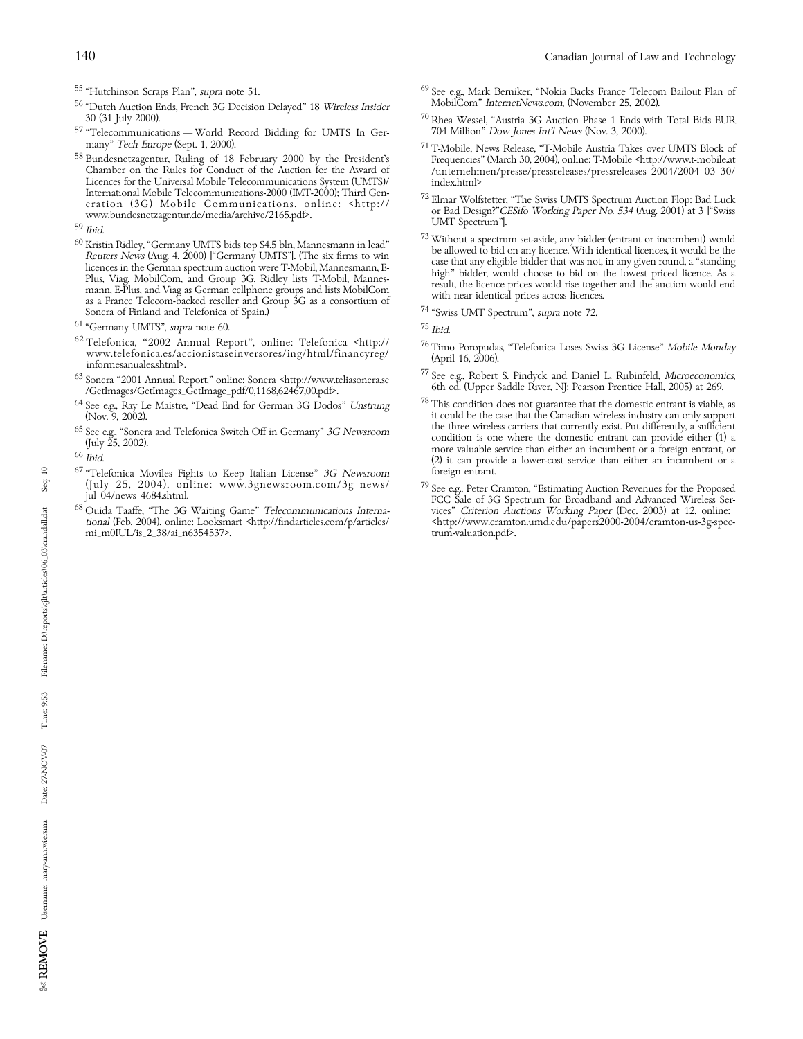[55] "Hutchinson Scraps Plan", *supra* note 51.

[56] "Dutch Auction Ends, French 3G Decision Delayed" 18 *Wireless Insider* 30 (31 July 2000).

[57] "Telecommunications — World Record Bidding for UMTS In Germany" *Tech Europe* (Sept. 1, 2000).

[58] Bundesnetzagentur, Ruling of 18 February 2000 by the President's Chamber on the Rules for Conduct of the Auction for the Award of Licences for the Universal Mobile Telecommunications System (UMTS)/ International Mobile Telecommunications-2000 (IMT-2000); Third Generation (3G) Mobile Communications, online: <http://www.bundesnetzagentur.de/media/archive/2165.pdf>.

[59] *Ibid.*

[60] Kristin Ridley, "Germany UMTS bids top $4.5 bln, Mannesmann in lead" *Reuters News* (Aug. 4, 2000) ["Germany UMTS"]. (The six firms to win licences in the German spectrum auction were T-Mobil, Mannesmann, E-Plus, Viag, MobilCom, and Group 3G. Ridley lists T-Mobil, Mannesmann, E-Plus, and Viag as German cellphone groups and lists MobilCom as a France Telecom-backed reseller and Group 3G as a consortium of Sonera of Finland and Telefonica of Spain.)

[61] "Germany UMTS", *supra* note 60.

[62] Telefonica, "2002 Annual Report", online: Telefonica <http://www.telefonica.es/accionistaseinversores/ing/html/financyreg/informesanuales.shtml>.

[63] Sonera "2001 Annual Report," online: Sonera <http://www.teliasonera.se/GetImages/GetImages_GetImage_pdf/0,1168,62467,00.pdf>.

[64] See e.g., Ray Le Maistre, "Dead End for German 3G Dodos" *Unstrung* (Nov. 9, 2002).

[65] See e.g., "Sonera and Telefonica Switch Off in Germany" *3G Newsroom* (July 25, 2002).

[66] *Ibid.*

[67] "Telefonica Moviles Fights to Keep Italian License" *3G Newsroom* (July 25, 2004), online: www.3gnewsroom.com/3g_news/jul_04/news_4684.shtml.

[68] Ouida Taaffe, "The 3G Waiting Game" *Telecommunications International* (Feb. 2004), online: Looksmart <http://findarticles.com/p/articles/mi_m0IUL/is_2_38/ai_n6354537>.

[69] See e.g., Mark Berniker, "Nokia Backs France Telecom Bailout Plan of MobilCom" *InternetNews.com*, (November 25, 2002).

[70] Rhea Wessel, "Austria 3G Auction Phase 1 Ends with Total Bids EUR 704 Million" *Dow Jones Int'l News* (Nov. 3, 2000).

[71] T-Mobile, News Release, "T-Mobile Austria Takes over UMTS Block of Frequencies" (March 30, 2004), online: T-Mobile <http://www.t-mobile.at/unternehmen/presse/pressreleases/pressreleases_2004/2004_03_30/index.html>

[72] Elmar Wolfstetter, "The Swiss UMTS Spectrum Auction Flop: Bad Luck or Bad Design?" *CESifo Working Paper No. 534* (Aug. 2001) at 3 ["Swiss UMT Spectrum"].

[73] Without a spectrum set-aside, any bidder (entrant or incumbent) would be allowed to bid on any licence. With identical licences, it would be the case that any eligible bidder that was not, in any given round, a "standing high" bidder, would choose to bid on the lowest priced licence. As a result, the licence prices would rise together and the auction would end with near identical prices across licences.

[74] "Swiss UMT Spectrum", *supra* note 72.

[75] *Ibid.*

[76] Timo Poropudas, "Telefonica Loses Swiss 3G License" *Mobile Monday* (April 16, 2006).

[77] See e.g., Robert S. Pindyck and Daniel L. Rubinfeld, *Microeconomics*, 6th ed. (Upper Saddle River, NJ: Pearson Prentice Hall, 2005) at 269.

[78] This condition does not guarantee that the domestic entrant is viable, as it could be the case that the Canadian wireless industry can only support the three wireless carriers that currently exist. Put differently, a sufficient condition is one where the domestic entrant can provide either (1) a more valuable service than either an incumbent or a foreign entrant, or (2) it can provide a lower-cost service than either an incumbent or a foreign entrant.

[79] See e.g., Peter Cramton, "Estimating Auction Revenues for the Proposed FCC Sale of 3G Spectrum for Broadband and Advanced Wireless Services" *Criterion Auctions Working Paper* (Dec. 2003) at 12, online: <http://www.cramton.umd.edu/papers2000-2004/cramton-us-3g-spectrum-valuation.pdf>.